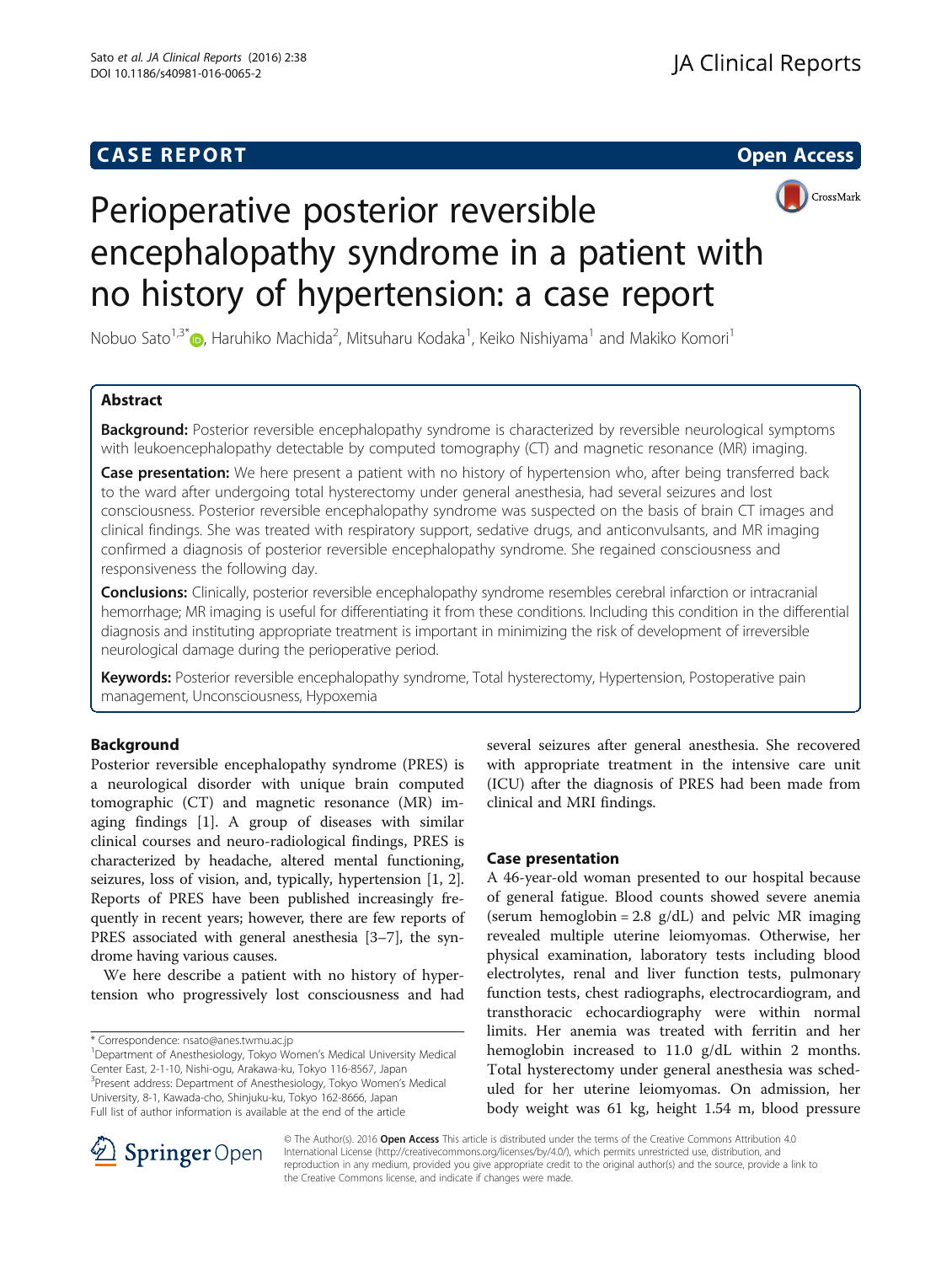CASE REPORT

Open Access

# Perioperative posterior reversible encephalopathy syndrome in a patient with no history of hypertension: a case report

Nobuo Sato[1,3*], Haruhiko Machida[2], Mitsuharu Kodaka[1], Keiko Nishiyama[1] and Makiko Komori[1]

## Abstract

**Background:** Posterior reversible encephalopathy syndrome is characterized by reversible neurological symptoms with leukoencephalopathy detectable by computed tomography (CT) and magnetic resonance (MR) imaging.

**Case presentation:** We here present a patient with no history of hypertension who, after being transferred back to the ward after undergoing total hysterectomy under general anesthesia, had several seizures and lost consciousness. Posterior reversible encephalopathy syndrome was suspected on the basis of brain CT images and clinical findings. She was treated with respiratory support, sedative drugs, and anticonvulsants, and MR imaging confirmed a diagnosis of posterior reversible encephalopathy syndrome. She regained consciousness and responsiveness the following day.

**Conclusions:** Clinically, posterior reversible encephalopathy syndrome resembles cerebral infarction or intracranial hemorrhage; MR imaging is useful for differentiating it from these conditions. Including this condition in the differential diagnosis and instituting appropriate treatment is important in minimizing the risk of development of irreversible neurological damage during the perioperative period.

**Keywords:** Posterior reversible encephalopathy syndrome, Total hysterectomy, Hypertension, Postoperative pain management, Unconsciousness, Hypoxemia

## Background

Posterior reversible encephalopathy syndrome (PRES) is a neurological disorder with unique brain computed tomographic (CT) and magnetic resonance (MR) imaging findings [1]. A group of diseases with similar clinical courses and neuro-radiological findings, PRES is characterized by headache, altered mental functioning, seizures, loss of vision, and, typically, hypertension [1, 2]. Reports of PRES have been published increasingly frequently in recent years; however, there are few reports of PRES associated with general anesthesia [3–7], the syndrome having various causes.

We here describe a patient with no history of hypertension who progressively lost consciousness and had several seizures after general anesthesia. She recovered with appropriate treatment in the intensive care unit (ICU) after the diagnosis of PRES had been made from clinical and MRI findings.

## Case presentation

A 46-year-old woman presented to our hospital because of general fatigue. Blood counts showed severe anemia (serum hemoglobin = 2.8 g/dL) and pelvic MR imaging revealed multiple uterine leiomyomas. Otherwise, her physical examination, laboratory tests including blood electrolytes, renal and liver function tests, pulmonary function tests, chest radiographs, electrocardiogram, and transthoracic echocardiography were within normal limits. Her anemia was treated with ferritin and her hemoglobin increased to 11.0 g/dL within 2 months. Total hysterectomy under general anesthesia was scheduled for her uterine leiomyomas. On admission, her body weight was 61 kg, height 1.54 m, blood pressure

\* Correspondence: nsato@anes.twmu.ac.jp
[1]Department of Anesthesiology, Tokyo Women's Medical University Medical Center East, 2-1-10, Nishi-ogu, Arakawa-ku, Tokyo 116-8567, Japan
[3]Present address: Department of Anesthesiology, Tokyo Women's Medical University, 8-1, Kawada-cho, Shinjuku-ku, Tokyo 162-8666, Japan
Full list of author information is available at the end of the article

© The Author(s). 2016 **Open Access** This article is distributed under the terms of the Creative Commons Attribution 4.0 International License (http://creativecommons.org/licenses/by/4.0/), which permits unrestricted use, distribution, and reproduction in any medium, provided you give appropriate credit to the original author(s) and the source, provide a link to the Creative Commons license, and indicate if changes were made.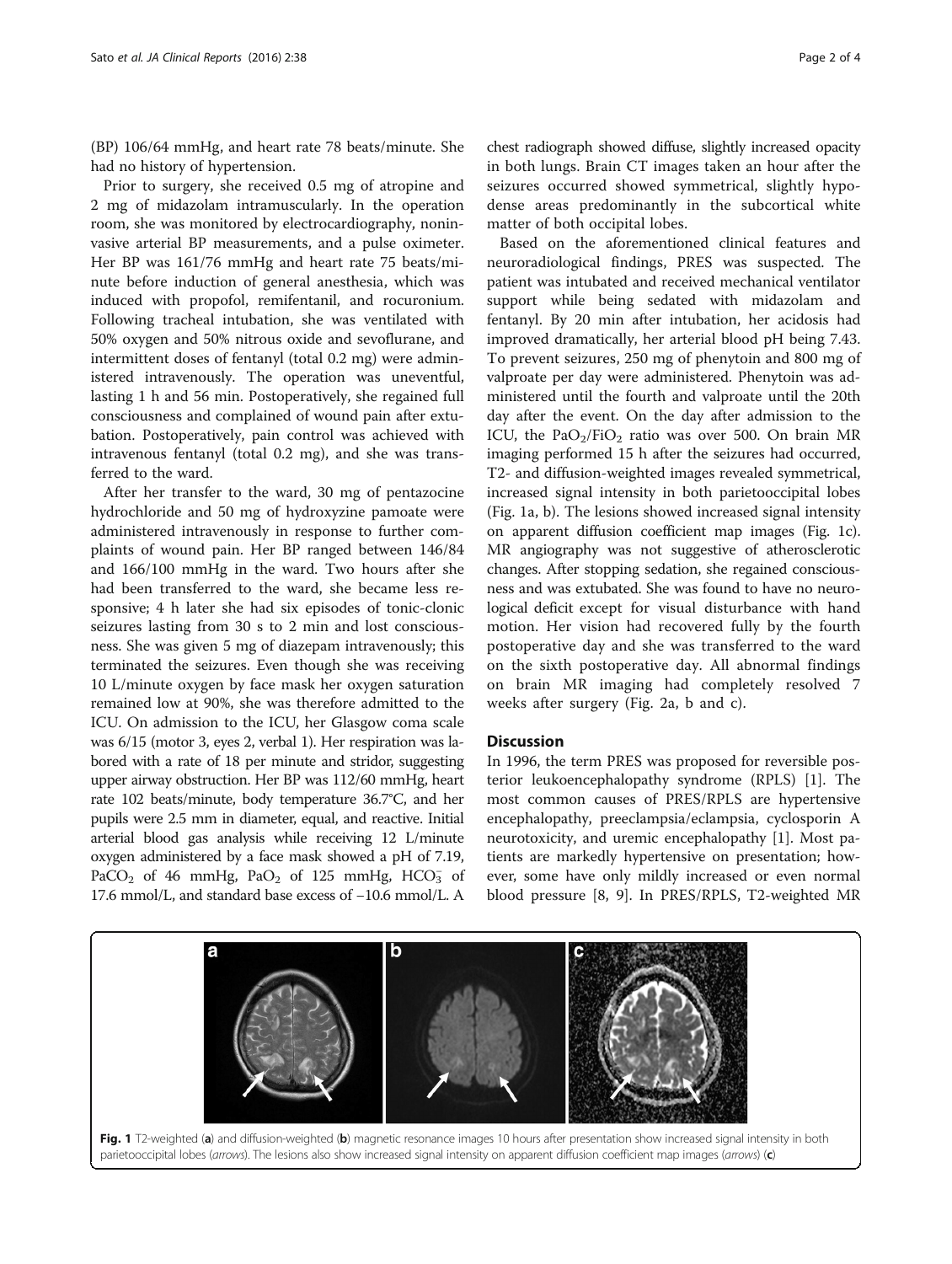(BP) 106/64 mmHg, and heart rate 78 beats/minute. She had no history of hypertension.

Prior to surgery, she received 0.5 mg of atropine and 2 mg of midazolam intramuscularly. In the operation room, she was monitored by electrocardiography, noninvasive arterial BP measurements, and a pulse oximeter. Her BP was 161/76 mmHg and heart rate 75 beats/minute before induction of general anesthesia, which was induced with propofol, remifentanil, and rocuronium. Following tracheal intubation, she was ventilated with 50% oxygen and 50% nitrous oxide and sevoflurane, and intermittent doses of fentanyl (total 0.2 mg) were administered intravenously. The operation was uneventful, lasting 1 h and 56 min. Postoperatively, she regained full consciousness and complained of wound pain after extubation. Postoperatively, pain control was achieved with intravenous fentanyl (total 0.2 mg), and she was transferred to the ward.

After her transfer to the ward, 30 mg of pentazocine hydrochloride and 50 mg of hydroxyzine pamoate were administered intravenously in response to further complaints of wound pain. Her BP ranged between 146/84 and 166/100 mmHg in the ward. Two hours after she had been transferred to the ward, she became less responsive; 4 h later she had six episodes of tonic-clonic seizures lasting from 30 s to 2 min and lost consciousness. She was given 5 mg of diazepam intravenously; this terminated the seizures. Even though she was receiving 10 L/minute oxygen by face mask her oxygen saturation remained low at 90%, she was therefore admitted to the ICU. On admission to the ICU, her Glasgow coma scale was 6/15 (motor 3, eyes 2, verbal 1). Her respiration was labored with a rate of 18 per minute and stridor, suggesting upper airway obstruction. Her BP was 112/60 mmHg, heart rate 102 beats/minute, body temperature 36.7°C, and her pupils were 2.5 mm in diameter, equal, and reactive. Initial arterial blood gas analysis while receiving 12 L/minute oxygen administered by a face mask showed a pH of 7.19, $PaCO_2$ of 46 mmHg, $PaO_2$ of 125 mmHg, $HCO_3^-$ of 17.6 mmol/L, and standard base excess of −10.6 mmol/L. A chest radiograph showed diffuse, slightly increased opacity in both lungs. Brain CT images taken an hour after the seizures occurred showed symmetrical, slightly hypodense areas predominantly in the subcortical white matter of both occipital lobes.

Based on the aforementioned clinical features and neuroradiological findings, PRES was suspected. The patient was intubated and received mechanical ventilator support while being sedated with midazolam and fentanyl. By 20 min after intubation, her acidosis had improved dramatically, her arterial blood pH being 7.43. To prevent seizures, 250 mg of phenytoin and 800 mg of valproate per day were administered. Phenytoin was administered until the fourth and valproate until the 20th day after the event. On the day after admission to the ICU, the $PaO_2/FiO_2$ ratio was over 500. On brain MR imaging performed 15 h after the seizures had occurred, T2- and diffusion-weighted images revealed symmetrical, increased signal intensity in both parietooccipital lobes (Fig. 1a, b). The lesions showed increased signal intensity on apparent diffusion coefficient map images (Fig. 1c). MR angiography was not suggestive of atherosclerotic changes. After stopping sedation, she regained consciousness and was extubated. She was found to have no neurological deficit except for visual disturbance with hand motion. Her vision had recovered fully by the fourth postoperative day and she was transferred to the ward on the sixth postoperative day. All abnormal findings on brain MR imaging had completely resolved 7 weeks after surgery (Fig. 2a, b and c).

## Discussion

In 1996, the term PRES was proposed for reversible posterior leukoencephalopathy syndrome (RPLS) [1]. The most common causes of PRES/RPLS are hypertensive encephalopathy, preeclampsia/eclampsia, cyclosporin A neurotoxicity, and uremic encephalopathy [1]. Most patients are markedly hypertensive on presentation; however, some have only mildly increased or even normal blood pressure [8, 9]. In PRES/RPLS, T2-weighted MR

**Fig. 1** T2-weighted (**a**) and diffusion-weighted (**b**) magnetic resonance images 10 hours after presentation show increased signal intensity in both parietooccipital lobes (*arrows*). The lesions also show increased signal intensity on apparent diffusion coefficient map images (*arrows*) (**c**)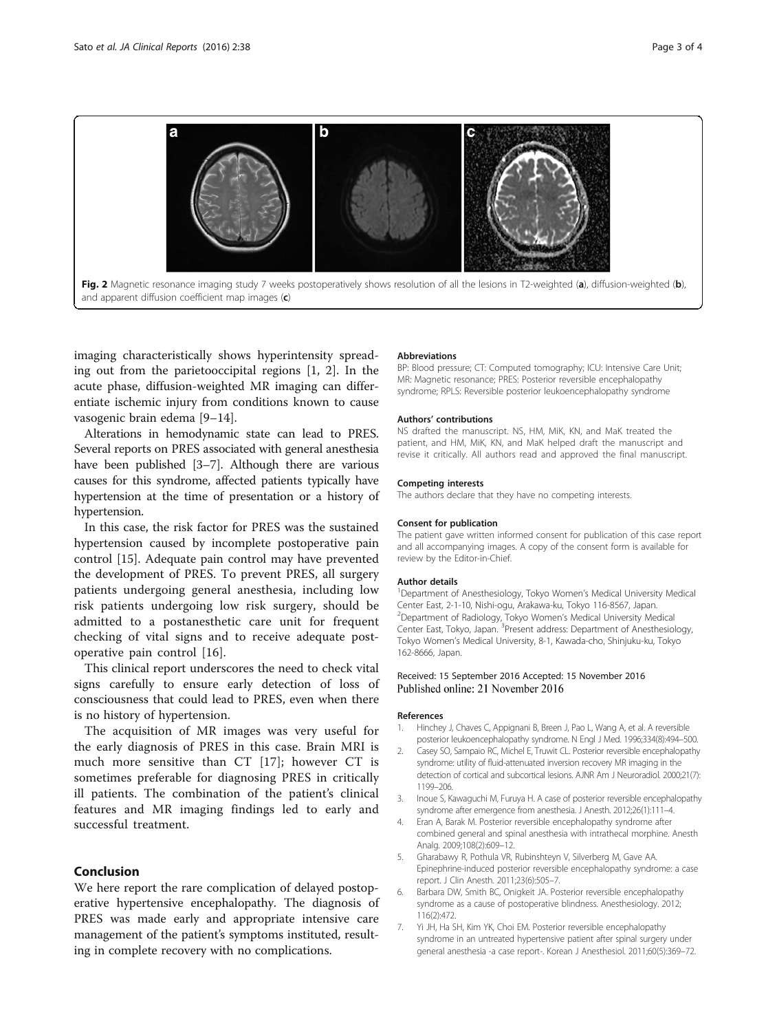Fig. 2 Magnetic resonance imaging study 7 weeks postoperatively shows resolution of all the lesions in T2-weighted (a), diffusion-weighted (b), and apparent diffusion coefficient map images (c)

imaging characteristically shows hyperintensity spreading out from the parietooccipital regions [1, 2]. In the acute phase, diffusion-weighted MR imaging can differentiate ischemic injury from conditions known to cause vasogenic brain edema [9–14].

Alterations in hemodynamic state can lead to PRES. Several reports on PRES associated with general anesthesia have been published [3–7]. Although there are various causes for this syndrome, affected patients typically have hypertension at the time of presentation or a history of hypertension.

In this case, the risk factor for PRES was the sustained hypertension caused by incomplete postoperative pain control [15]. Adequate pain control may have prevented the development of PRES. To prevent PRES, all surgery patients undergoing general anesthesia, including low risk patients undergoing low risk surgery, should be admitted to a postanesthetic care unit for frequent checking of vital signs and to receive adequate postoperative pain control [16].

This clinical report underscores the need to check vital signs carefully to ensure early detection of loss of consciousness that could lead to PRES, even when there is no history of hypertension.

The acquisition of MR images was very useful for the early diagnosis of PRES in this case. Brain MRI is much more sensitive than CT [17]; however CT is sometimes preferable for diagnosing PRES in critically ill patients. The combination of the patient's clinical features and MR imaging findings led to early and successful treatment.

## Conclusion

We here report the rare complication of delayed postoperative hypertensive encephalopathy. The diagnosis of PRES was made early and appropriate intensive care management of the patient's symptoms instituted, resulting in complete recovery with no complications.

#### Abbreviations

BP: Blood pressure; CT: Computed tomography; ICU: Intensive Care Unit; MR: Magnetic resonance; PRES: Posterior reversible encephalopathy syndrome; RPLS: Reversible posterior leukoencephalopathy syndrome

#### Authors' contributions

NS drafted the manuscript. NS, HM, MiK, KN, and MaK treated the patient, and HM, MiK, KN, and MaK helped draft the manuscript and revise it critically. All authors read and approved the final manuscript.

#### Competing interests

The authors declare that they have no competing interests.

#### Consent for publication

The patient gave written informed consent for publication of this case report and all accompanying images. A copy of the consent form is available for review by the Editor-in-Chief.

#### Author details

[1]Department of Anesthesiology, Tokyo Women's Medical University Medical Center East, 2-1-10, Nishi-ogu, Arakawa-ku, Tokyo 116-8567, Japan. [2]Department of Radiology, Tokyo Women's Medical University Medical Center East, Tokyo, Japan. [3]Present address: Department of Anesthesiology, Tokyo Women's Medical University, 8-1, Kawada-cho, Shinjuku-ku, Tokyo 162-8666, Japan.

Received: 15 September 2016 Accepted: 15 November 2016
Published online: 21 November 2016

#### References

1. Hinchey J, Chaves C, Appignani B, Breen J, Pao L, Wang A, et al. A reversible posterior leukoencephalopathy syndrome. N Engl J Med. 1996;334(8):494–500.
2. Casey SO, Sampaio RC, Michel E, Truwit CL. Posterior reversible encephalopathy syndrome: utility of fluid-attenuated inversion recovery MR imaging in the detection of cortical and subcortical lesions. AJNR Am J Neuroradiol. 2000;21(7):1199–206.
3. Inoue S, Kawaguchi M, Furuya H. A case of posterior reversible encephalopathy syndrome after emergence from anesthesia. J Anesth. 2012;26(1):111–4.
4. Eran A, Barak M. Posterior reversible encephalopathy syndrome after combined general and spinal anesthesia with intrathecal morphine. Anesth Analg. 2009;108(2):609–12.
5. Gharabawy R, Pothula VR, Rubinshteyn V, Silverberg M, Gave AA. Epinephrine-induced posterior reversible encephalopathy syndrome: a case report. J Clin Anesth. 2011;23(6):505–7.
6. Barbara DW, Smith BC, Onigkeit JA. Posterior reversible encephalopathy syndrome as a cause of postoperative blindness. Anesthesiology. 2012;116(2):472.
7. Yi JH, Ha SH, Kim YK, Choi EM. Posterior reversible encephalopathy syndrome in an untreated hypertensive patient after spinal surgery under general anesthesia -a case report-. Korean J Anesthesiol. 2011;60(5):369–72.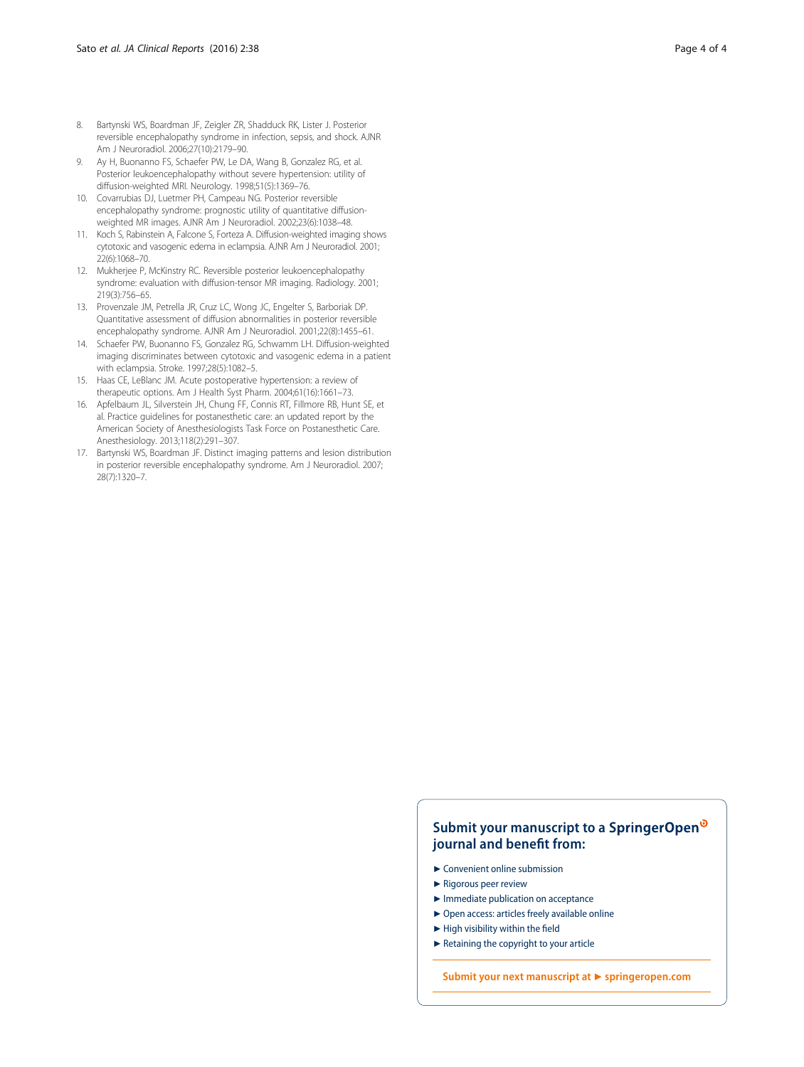8. Bartynski WS, Boardman JF, Zeigler ZR, Shadduck RK, Lister J. Posterior reversible encephalopathy syndrome in infection, sepsis, and shock. AJNR Am J Neuroradiol. 2006;27(10):2179–90.
9. Ay H, Buonanno FS, Schaefer PW, Le DA, Wang B, Gonzalez RG, et al. Posterior leukoencephalopathy without severe hypertension: utility of diffusion-weighted MRI. Neurology. 1998;51(5):1369–76.
10. Covarrubias DJ, Luetmer PH, Campeau NG. Posterior reversible encephalopathy syndrome: prognostic utility of quantitative diffusion-weighted MR images. AJNR Am J Neuroradiol. 2002;23(6):1038–48.
11. Koch S, Rabinstein A, Falcone S, Forteza A. Diffusion-weighted imaging shows cytotoxic and vasogenic edema in eclampsia. AJNR Am J Neuroradiol. 2001;22(6):1068–70.
12. Mukherjee P, McKinstry RC. Reversible posterior leukoencephalopathy syndrome: evaluation with diffusion-tensor MR imaging. Radiology. 2001;219(3):756–65.
13. Provenzale JM, Petrella JR, Cruz LC, Wong JC, Engelter S, Barboriak DP. Quantitative assessment of diffusion abnormalities in posterior reversible encephalopathy syndrome. AJNR Am J Neuroradiol. 2001;22(8):1455–61.
14. Schaefer PW, Buonanno FS, Gonzalez RG, Schwamm LH. Diffusion-weighted imaging discriminates between cytotoxic and vasogenic edema in a patient with eclampsia. Stroke. 1997;28(5):1082–5.
15. Haas CE, LeBlanc JM. Acute postoperative hypertension: a review of therapeutic options. Am J Health Syst Pharm. 2004;61(16):1661–73.
16. Apfelbaum JL, Silverstein JH, Chung FF, Connis RT, Fillmore RB, Hunt SE, et al. Practice guidelines for postanesthetic care: an updated report by the American Society of Anesthesiologists Task Force on Postanesthetic Care. Anesthesiology. 2013;118(2):291–307.
17. Bartynski WS, Boardman JF. Distinct imaging patterns and lesion distribution in posterior reversible encephalopathy syndrome. Am J Neuroradiol. 2007;28(7):1320–7.

**Submit your manuscript to a SpringerOpen journal and benefit from:**

- ► Convenient online submission
- ► Rigorous peer review
- ► Immediate publication on acceptance
- ► Open access: articles freely available online
- ► High visibility within the field
- ► Retaining the copyright to your article

**Submit your next manuscript at ► springeropen.com**